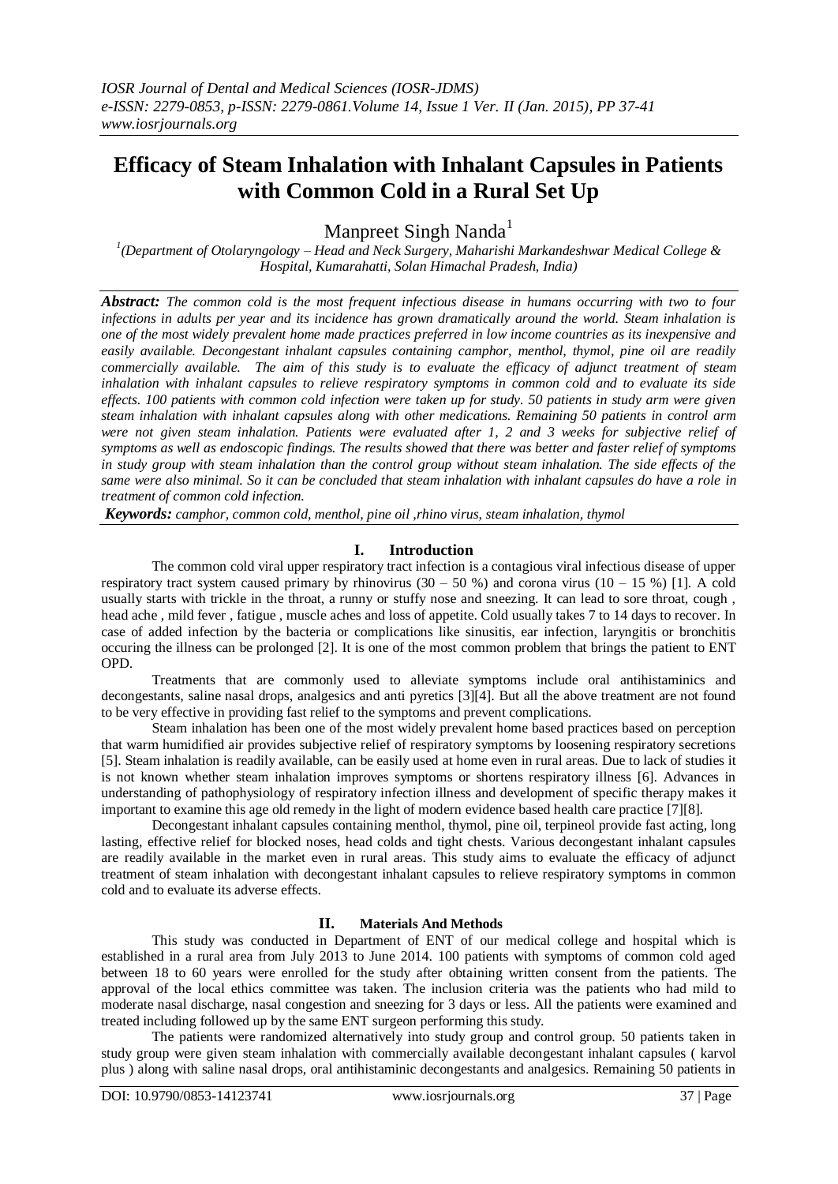# Efficacy of Steam Inhalation with Inhalant Capsules in Patients with Common Cold in a Rural Set Up

Manpreet Singh Nanda[1]

[1](Department of Otolaryngology – Head and Neck Surgery, Maharishi Markandeshwar Medical College & Hospital, Kumarahatti, Solan Himachal Pradesh, India)

***Abstract:*** *The common cold is the most frequent infectious disease in humans occurring with two to four infections in adults per year and its incidence has grown dramatically around the world. Steam inhalation is one of the most widely prevalent home made practices preferred in low income countries as its inexpensive and easily available. Decongestant inhalant capsules containing camphor, menthol, thymol, pine oil are readily commercially available. The aim of this study is to evaluate the efficacy of adjunct treatment of steam inhalation with inhalant capsules to relieve respiratory symptoms in common cold and to evaluate its side effects. 100 patients with common cold infection were taken up for study. 50 patients in study arm were given steam inhalation with inhalant capsules along with other medications. Remaining 50 patients in control arm were not given steam inhalation. Patients were evaluated after 1, 2 and 3 weeks for subjective relief of symptoms as well as endoscopic findings. The results showed that there was better and faster relief of symptoms in study group with steam inhalation than the control group without steam inhalation. The side effects of the same were also minimal. So it can be concluded that steam inhalation with inhalant capsules do have a role in treatment of common cold infection.*

***Keywords:*** *camphor, common cold, menthol, pine oil ,rhino virus, steam inhalation, thymol*

## I. Introduction

The common cold viral upper respiratory tract infection is a contagious viral infectious disease of upper respiratory tract system caused primary by rhinovirus (30 – 50 %) and corona virus (10 – 15 %) [1]. A cold usually starts with trickle in the throat, a runny or stuffy nose and sneezing. It can lead to sore throat, cough , head ache , mild fever , fatigue , muscle aches and loss of appetite. Cold usually takes 7 to 14 days to recover. In case of added infection by the bacteria or complications like sinusitis, ear infection, laryngitis or bronchitis occuring the illness can be prolonged [2]. It is one of the most common problem that brings the patient to ENT OPD.

Treatments that are commonly used to alleviate symptoms include oral antihistaminics and decongestants, saline nasal drops, analgesics and anti pyretics [3][4]. But all the above treatment are not found to be very effective in providing fast relief to the symptoms and prevent complications.

Steam inhalation has been one of the most widely prevalent home based practices based on perception that warm humidified air provides subjective relief of respiratory symptoms by loosening respiratory secretions [5]. Steam inhalation is readily available, can be easily used at home even in rural areas. Due to lack of studies it is not known whether steam inhalation improves symptoms or shortens respiratory illness [6]. Advances in understanding of pathophysiology of respiratory infection illness and development of specific therapy makes it important to examine this age old remedy in the light of modern evidence based health care practice [7][8].

Decongestant inhalant capsules containing menthol, thymol, pine oil, terpineol provide fast acting, long lasting, effective relief for blocked noses, head colds and tight chests. Various decongestant inhalant capsules are readily available in the market even in rural areas. This study aims to evaluate the efficacy of adjunct treatment of steam inhalation with decongestant inhalant capsules to relieve respiratory symptoms in common cold and to evaluate its adverse effects.

## II. Materials And Methods

This study was conducted in Department of ENT of our medical college and hospital which is established in a rural area from July 2013 to June 2014. 100 patients with symptoms of common cold aged between 18 to 60 years were enrolled for the study after obtaining written consent from the patients. The approval of the local ethics committee was taken. The inclusion criteria was the patients who had mild to moderate nasal discharge, nasal congestion and sneezing for 3 days or less. All the patients were examined and treated including followed up by the same ENT surgeon performing this study.

The patients were randomized alternatively into study group and control group. 50 patients taken in study group were given steam inhalation with commercially available decongestant inhalant capsules ( karvol plus ) along with saline nasal drops, oral antihistaminic decongestants and analgesics. Remaining 50 patients in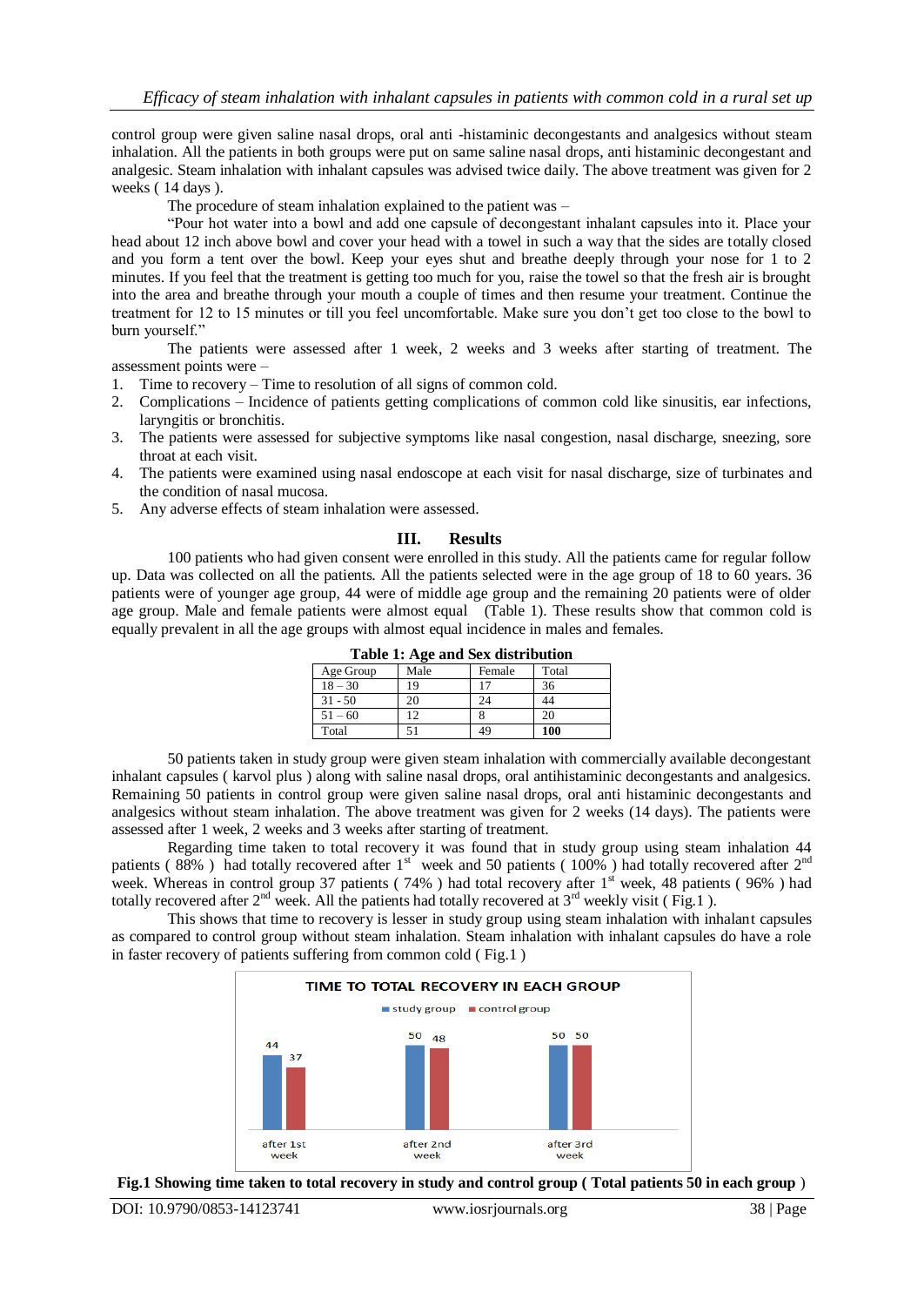control group were given saline nasal drops, oral anti -histaminic decongestants and analgesics without steam inhalation. All the patients in both groups were put on same saline nasal drops, anti histaminic decongestant and analgesic. Steam inhalation with inhalant capsules was advised twice daily. The above treatment was given for 2 weeks ( 14 days ).

The procedure of steam inhalation explained to the patient was –

"Pour hot water into a bowl and add one capsule of decongestant inhalant capsules into it. Place your head about 12 inch above bowl and cover your head with a towel in such a way that the sides are totally closed and you form a tent over the bowl. Keep your eyes shut and breathe deeply through your nose for 1 to 2 minutes. If you feel that the treatment is getting too much for you, raise the towel so that the fresh air is brought into the area and breathe through your mouth a couple of times and then resume your treatment. Continue the treatment for 12 to 15 minutes or till you feel uncomfortable. Make sure you don't get too close to the bowl to burn yourself."

The patients were assessed after 1 week, 2 weeks and 3 weeks after starting of treatment. The assessment points were –

1. Time to recovery – Time to resolution of all signs of common cold.
2. Complications – Incidence of patients getting complications of common cold like sinusitis, ear infections, laryngitis or bronchitis.
3. The patients were assessed for subjective symptoms like nasal congestion, nasal discharge, sneezing, sore throat at each visit.
4. The patients were examined using nasal endoscope at each visit for nasal discharge, size of turbinates and the condition of nasal mucosa.
5. Any adverse effects of steam inhalation were assessed.

## III. Results

100 patients who had given consent were enrolled in this study. All the patients came for regular follow up. Data was collected on all the patients. All the patients selected were in the age group of 18 to 60 years. 36 patients were of younger age group, 44 were of middle age group and the remaining 20 patients were of older age group. Male and female patients were almost equal (Table 1). These results show that common cold is equally prevalent in all the age groups with almost equal incidence in males and females.

**Table 1: Age and Sex distribution**

| Age Group | Male | Female | Total |
|---|---|---|---|
| 18 – 30 | 19 | 17 | 36 |
| 31 - 50 | 20 | 24 | 44 |
| 51 – 60 | 12 | 8 | 20 |
| Total | 51 | 49 | **100** |

50 patients taken in study group were given steam inhalation with commercially available decongestant inhalant capsules ( karvol plus ) along with saline nasal drops, oral antihistaminic decongestants and analgesics. Remaining 50 patients in control group were given saline nasal drops, oral anti histaminic decongestants and analgesics without steam inhalation. The above treatment was given for 2 weeks (14 days). The patients were assessed after 1 week, 2 weeks and 3 weeks after starting of treatment.

Regarding time taken to total recovery it was found that in study group using steam inhalation 44 patients ( 88% ) had totally recovered after 1st week and 50 patients ( 100% ) had totally recovered after 2nd week. Whereas in control group 37 patients ( 74% ) had total recovery after 1st week, 48 patients ( 96% ) had totally recovered after 2nd week. All the patients had totally recovered at 3rd weekly visit ( Fig.1 ).

This shows that time to recovery is lesser in study group using steam inhalation with inhalant capsules as compared to control group without steam inhalation. Steam inhalation with inhalant capsules do have a role in faster recovery of patients suffering from common cold ( Fig.1 )

**TIME TO TOTAL RECOVERY IN EACH GROUP**

| | study group | control group |
|---|---|---|
| after 1st week | 44 | 37 |
| after 2nd week | 50 | 48 |
| after 3rd week | 50 | 50 |

**Fig.1 Showing time taken to total recovery in study and control group ( Total patients 50 in each group )**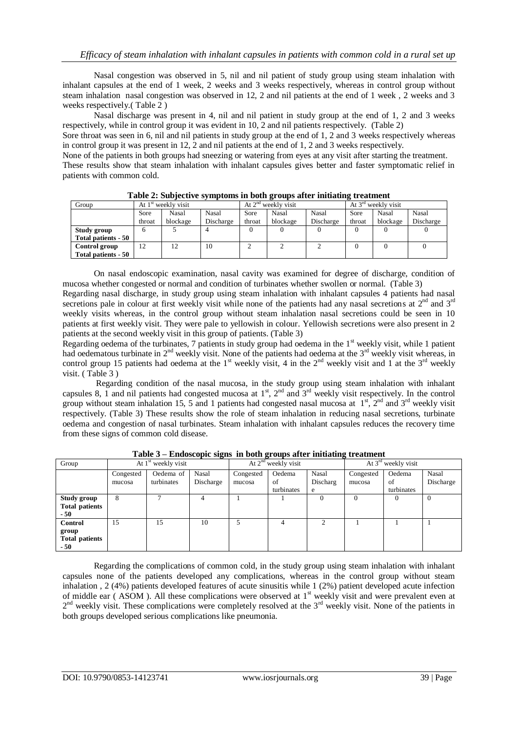Nasal congestion was observed in 5, nil and nil patient of study group using steam inhalation with inhalant capsules at the end of 1 week, 2 weeks and 3 weeks respectively, whereas in control group without steam inhalation nasal congestion was observed in 12, 2 and nil patients at the end of 1 week , 2 weeks and 3 weeks respectively.( Table 2 )

Nasal discharge was present in 4, nil and nil patient in study group at the end of 1, 2 and 3 weeks respectively, while in control group it was evident in 10, 2 and nil patients respectively. (Table 2)

Sore throat was seen in 6, nil and nil patients in study group at the end of 1, 2 and 3 weeks respectively whereas in control group it was present in 12, 2 and nil patients at the end of 1, 2 and 3 weeks respectively.

None of the patients in both groups had sneezing or watering from eyes at any visit after starting the treatment.

These results show that steam inhalation with inhalant capsules gives better and faster symptomatic relief in patients with common cold.

**Table 2: Subjective symptoms in both groups after initiating treatment**

| Group | At 1st weekly visit | | | At 2nd weekly visit | | | At 3rd weekly visit | | |
|---|---|---|---|---|---|---|---|---|---|
| | Sore throat | Nasal blockage | Nasal Discharge | Sore throat | Nasal blockage | Nasal Discharge | Sore throat | Nasal blockage | Nasal Discharge |
| **Study group Total patients - 50** | 6 | 5 | 4 | 0 | 0 | 0 | 0 | 0 | 0 |
| **Control group Total patients - 50** | 12 | 12 | 10 | 2 | 2 | 2 | 0 | 0 | 0 |

On nasal endoscopic examination, nasal cavity was examined for degree of discharge, condition of mucosa whether congested or normal and condition of turbinates whether swollen or normal. (Table 3)

Regarding nasal discharge, in study group using steam inhalation with inhalant capsules 4 patients had nasal secretions pale in colour at first weekly visit while none of the patients had any nasal secretions at 2nd and 3rd weekly visits whereas, in the control group without steam inhalation nasal secretions could be seen in 10 patients at first weekly visit. They were pale to yellowish in colour. Yellowish secretions were also present in 2 patients at the second weekly visit in this group of patients. (Table 3)

Regarding oedema of the turbinates, 7 patients in study group had oedema in the 1st weekly visit, while 1 patient had oedematous turbinate in 2nd weekly visit. None of the patients had oedema at the 3rd weekly visit whereas, in control group 15 patients had oedema at the 1st weekly visit, 4 in the 2nd weekly visit and 1 at the 3rd weekly visit. ( Table 3 )

Regarding condition of the nasal mucosa, in the study group using steam inhalation with inhalant capsules 8, 1 and nil patients had congested mucosa at 1st, 2nd and 3rd weekly visit respectively. In the control group without steam inhalation 15, 5 and 1 patients had congested nasal mucosa at 1st, 2nd and 3rd weekly visit respectively. (Table 3) These results show the role of steam inhalation in reducing nasal secretions, turbinate oedema and congestion of nasal turbinates. Steam inhalation with inhalant capsules reduces the recovery time from these signs of common cold disease.

**Table 3 – Endoscopic signs in both groups after initiating treatment**

| Group | At 1st weekly visit | | | At 2nd weekly visit | | | At 3rd weekly visit | | |
|---|---|---|---|---|---|---|---|---|---|
| | Congested mucosa | Oedema of turbinates | Nasal Discharge | Congested mucosa | Oedema of turbinates | Nasal Discharge | Congested mucosa | Oedema of turbinates | Nasal Discharge |
| **Study group Total patients - 50** | 8 | 7 | 4 | 1 | 1 | 0 | 0 | 0 | 0 |
| **Control group Total patients - 50** | 15 | 15 | 10 | 5 | 4 | 2 | 1 | 1 | 1 |

Regarding the complications of common cold, in the study group using steam inhalation with inhalant capsules none of the patients developed any complications, whereas in the control group without steam inhalation , 2 (4%) patients developed features of acute sinusitis while 1 (2%) patient developed acute infection of middle ear ( ASOM ). All these complications were observed at 1st weekly visit and were prevalent even at 2nd weekly visit. These complications were completely resolved at the 3rd weekly visit. None of the patients in both groups developed serious complications like pneumonia.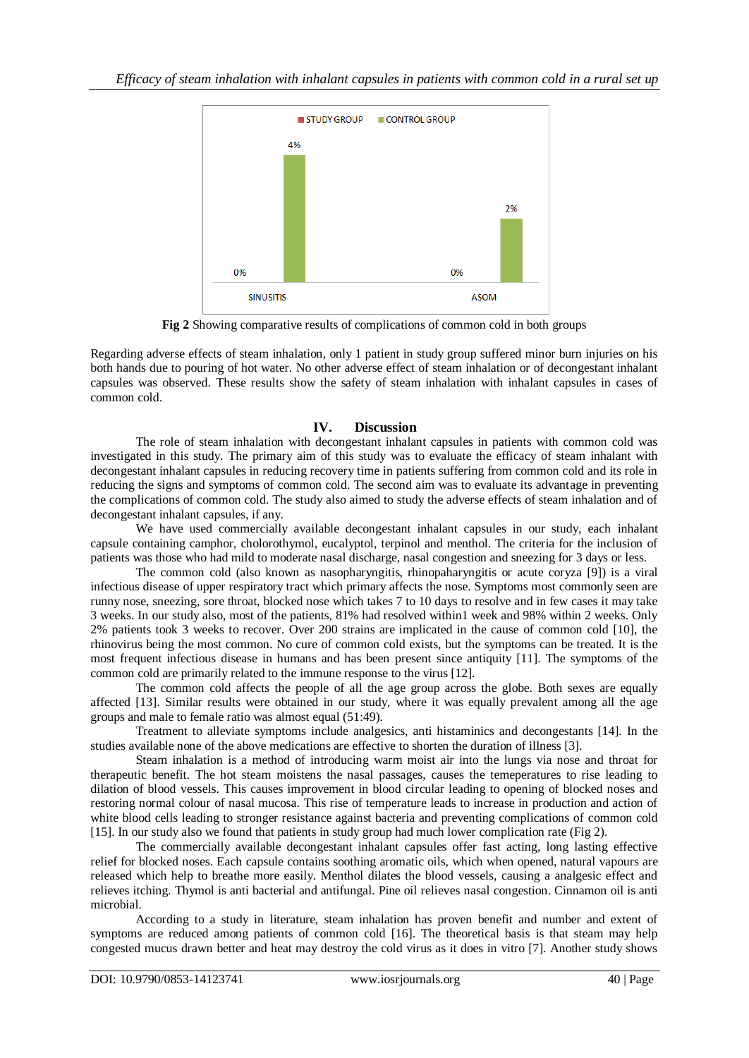Fig 2 Showing comparative results of complications of common cold in both groups

Regarding adverse effects of steam inhalation, only 1 patient in study group suffered minor burn injuries on his both hands due to pouring of hot water. No other adverse effect of steam inhalation or of decongestant inhalant capsules was observed. These results show the safety of steam inhalation with inhalant capsules in cases of common cold.

## IV. Discussion

The role of steam inhalation with decongestant inhalant capsules in patients with common cold was investigated in this study. The primary aim of this study was to evaluate the efficacy of steam inhalant with decongestant inhalant capsules in reducing recovery time in patients suffering from common cold and its role in reducing the signs and symptoms of common cold. The second aim was to evaluate its advantage in preventing the complications of common cold. The study also aimed to study the adverse effects of steam inhalation and of decongestant inhalant capsules, if any.

We have used commercially available decongestant inhalant capsules in our study, each inhalant capsule containing camphor, cholorothymol, eucalyptol, terpinol and menthol. The criteria for the inclusion of patients was those who had mild to moderate nasal discharge, nasal congestion and sneezing for 3 days or less.

The common cold (also known as nasopharyngitis, rhinopharyngitis or acute coryza [9]) is a viral infectious disease of upper respiratory tract which primary affects the nose. Symptoms most commonly seen are runny nose, sneezing, sore throat, blocked nose which takes 7 to 10 days to resolve and in few cases it may take 3 weeks. In our study also, most of the patients, 81% had resolved within1 week and 98% within 2 weeks. Only 2% patients took 3 weeks to recover. Over 200 strains are implicated in the cause of common cold [10], the rhinovirus being the most common. No cure of common cold exists, but the symptoms can be treated. It is the most frequent infectious disease in humans and has been present since antiquity [11]. The symptoms of the common cold are primarily related to the immune response to the virus [12].

The common cold affects the people of all the age group across the globe. Both sexes are equally affected [13]. Similar results were obtained in our study, where it was equally prevalent among all the age groups and male to female ratio was almost equal (51:49).

Treatment to alleviate symptoms include analgesics, anti histaminics and decongestants [14]. In the studies available none of the above medications are effective to shorten the duration of illness [3].

Steam inhalation is a method of introducing warm moist air into the lungs via nose and throat for therapeutic benefit. The hot steam moistens the nasal passages, causes the temeperatures to rise leading to dilation of blood vessels. This causes improvement in blood circular leading to opening of blocked noses and restoring normal colour of nasal mucosa. This rise of temperature leads to increase in production and action of white blood cells leading to stronger resistance against bacteria and preventing complications of common cold [15]. In our study also we found that patients in study group had much lower complication rate (Fig 2).

The commercially available decongestant inhalant capsules offer fast acting, long lasting effective relief for blocked noses. Each capsule contains soothing aromatic oils, which when opened, natural vapours are released which help to breathe more easily. Menthol dilates the blood vessels, causing a analgesic effect and relieves itching. Thymol is anti bacterial and antifungal. Pine oil relieves nasal congestion. Cinnamon oil is anti microbial.

According to a study in literature, steam inhalation has proven benefit and number and extent of symptoms are reduced among patients of common cold [16]. The theoretical basis is that steam may help congested mucus drawn better and heat may destroy the cold virus as it does in vitro [7]. Another study shows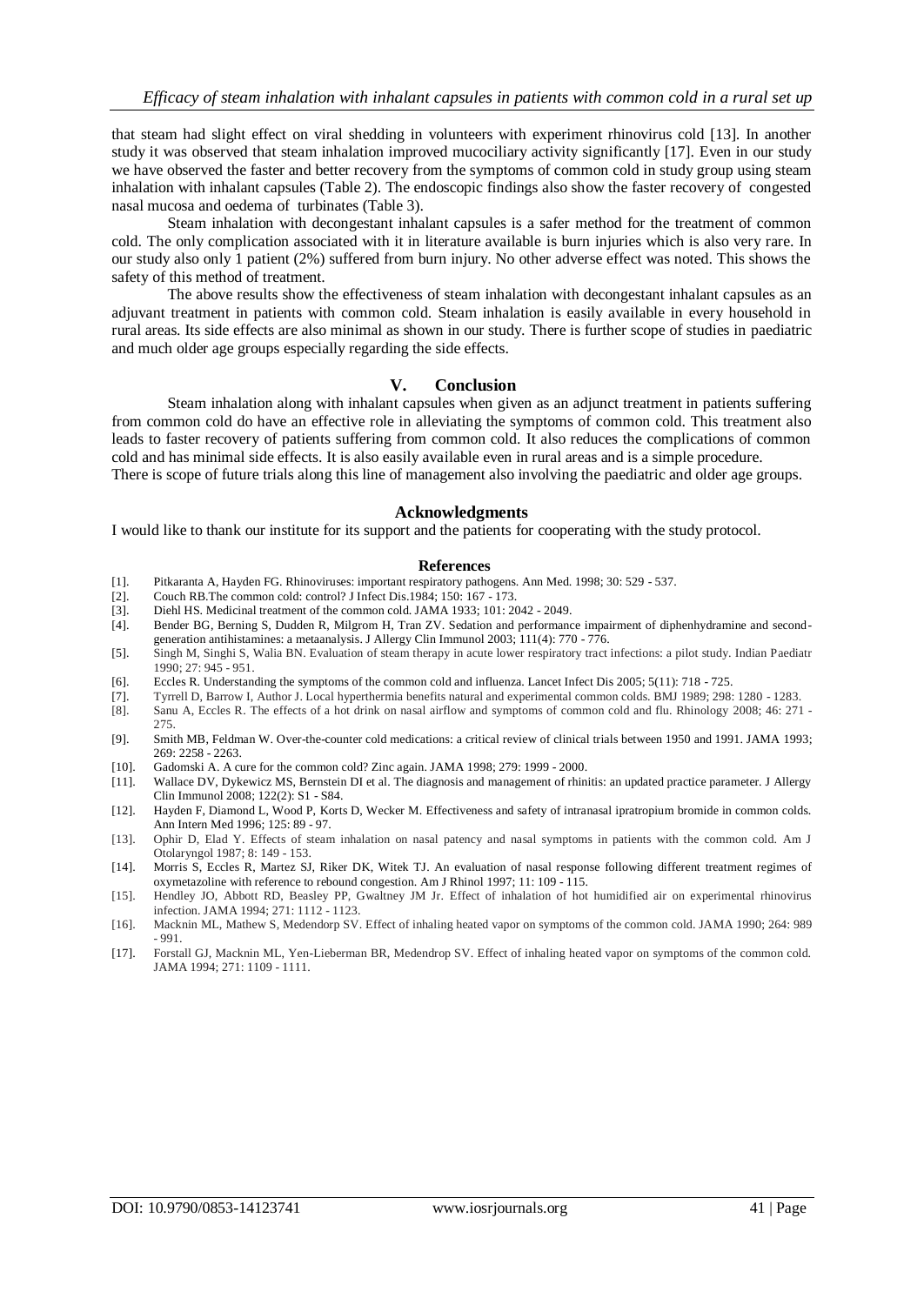that steam had slight effect on viral shedding in volunteers with experiment rhinovirus cold [13]. In another study it was observed that steam inhalation improved mucociliary activity significantly [17]. Even in our study we have observed the faster and better recovery from the symptoms of common cold in study group using steam inhalation with inhalant capsules (Table 2). The endoscopic findings also show the faster recovery of congested nasal mucosa and oedema of turbinates (Table 3).

Steam inhalation with decongestant inhalant capsules is a safer method for the treatment of common cold. The only complication associated with it in literature available is burn injuries which is also very rare. In our study also only 1 patient (2%) suffered from burn injury. No other adverse effect was noted. This shows the safety of this method of treatment.

The above results show the effectiveness of steam inhalation with decongestant inhalant capsules as an adjuvant treatment in patients with common cold. Steam inhalation is easily available in every household in rural areas. Its side effects are also minimal as shown in our study. There is further scope of studies in paediatric and much older age groups especially regarding the side effects.

## V. Conclusion

Steam inhalation along with inhalant capsules when given as an adjunct treatment in patients suffering from common cold do have an effective role in alleviating the symptoms of common cold. This treatment also leads to faster recovery of patients suffering from common cold. It also reduces the complications of common cold and has minimal side effects. It is also easily available even in rural areas and is a simple procedure.
There is scope of future trials along this line of management also involving the paediatric and older age groups.

## Acknowledgments

I would like to thank our institute for its support and the patients for cooperating with the study protocol.

## References

[1]. Pitkaranta A, Hayden FG. Rhinoviruses: important respiratory pathogens. Ann Med. 1998; 30: 529 - 537.

[2]. Couch RB.The common cold: control? J Infect Dis.1984; 150: 167 - 173.

[3]. Diehl HS. Medicinal treatment of the common cold. JAMA 1933; 101: 2042 - 2049.

[4]. Bender BG, Berning S, Dudden R, Milgrom H, Tran ZV. Sedation and performance impairment of diphenhydramine and second-generation antihistamines: a metaanalysis. J Allergy Clin Immunol 2003; 111(4): 770 - 776.

[5]. Singh M, Singhi S, Walia BN. Evaluation of steam therapy in acute lower respiratory tract infections: a pilot study. Indian Paediatr 1990; 27: 945 - 951.

[6]. Eccles R. Understanding the symptoms of the common cold and influenza. Lancet Infect Dis 2005; 5(11): 718 - 725.

[7]. Tyrrell D, Barrow I, Author J. Local hyperthermia benefits natural and experimental common colds. BMJ 1989; 298: 1280 - 1283.

[8]. Sanu A, Eccles R. The effects of a hot drink on nasal airflow and symptoms of common cold and flu. Rhinology 2008; 46: 271 - 275.

[9]. Smith MB, Feldman W. Over-the-counter cold medications: a critical review of clinical trials between 1950 and 1991. JAMA 1993; 269: 2258 - 2263.

[10]. Gadomski A. A cure for the common cold? Zinc again. JAMA 1998; 279: 1999 - 2000.

[11]. Wallace DV, Dykewicz MS, Bernstein DI et al. The diagnosis and management of rhinitis: an updated practice parameter. J Allergy Clin Immunol 2008; 122(2): S1 - S84.

[12]. Hayden F, Diamond L, Wood P, Korts D, Wecker M. Effectiveness and safety of intranasal ipratropium bromide in common colds. Ann Intern Med 1996; 125: 89 - 97.

[13]. Ophir D, Elad Y. Effects of steam inhalation on nasal patency and nasal symptoms in patients with the common cold. Am J Otolaryngol 1987; 8: 149 - 153.

[14]. Morris S, Eccles R, Martez SJ, Riker DK, Witek TJ. An evaluation of nasal response following different treatment regimes of oxymetazoline with reference to rebound congestion. Am J Rhinol 1997; 11: 109 - 115.

[15]. Hendley JO, Abbott RD, Beasley PP, Gwaltney JM Jr. Effect of inhalation of hot humidified air on experimental rhinovirus infection. JAMA 1994; 271: 1112 - 1123.

[16]. Macknin ML, Mathew S, Medendorp SV. Effect of inhaling heated vapor on symptoms of the common cold. JAMA 1990; 264: 989 - 991.

[17]. Forstall GJ, Macknin ML, Yen-Lieberman BR, Medendrop SV. Effect of inhaling heated vapor on symptoms of the common cold. JAMA 1994; 271: 1109 - 1111.